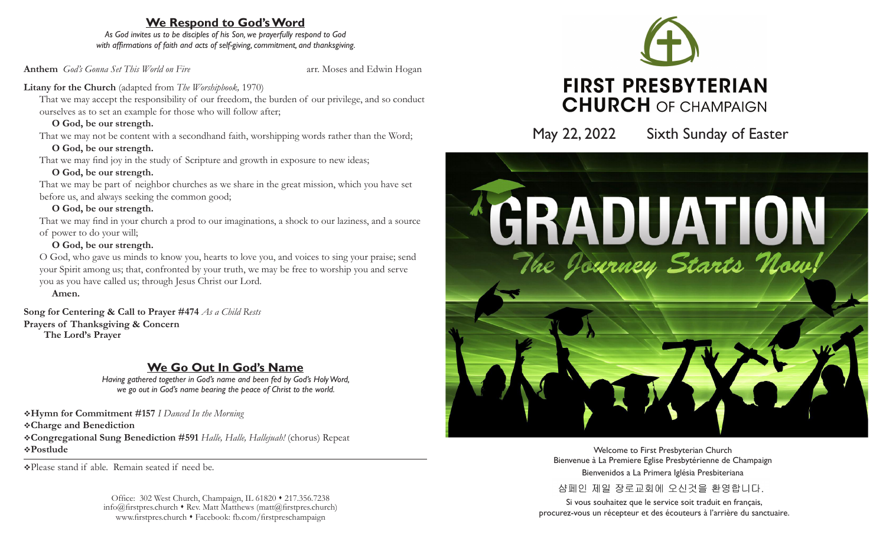## We Respond to God's Word

*As God invites us to be disciples of his Son, we prayerfully respond to God with affirmations of faith and acts of self-giving, commitment, and thanksgiving.*

**Anthem** *God's Gonna Set This World on Fire* arr. Moses and Edwin Hogan

**Litany for the Church** (adapted from *The Worshipbook*, 1970)

That we may accept the responsibility of our freedom, the burden of our privilege, and so conduct ourselves as to set an example for those who will follow after;

**O God, be our strength.**

That we may not be content with a secondhand faith, worshipping words rather than the Word;

**O God, be our strength.**

That we may find joy in the study of Scripture and growth in exposure to new ideas;

**O God, be our strength.**

That we may be part of neighbor churches as we share in the great mission, which you have set before us, and always seeking the common good;

**O God, be our strength.**

That we may find in your church a prod to our imaginations, a shock to our laziness, and a source of power to do your will;

**O God, be our strength.**

O God, who gave us minds to know you, hearts to love you, and voices to sing your praise; send your Spirit among us; that, confronted by your truth, we may be free to worship you and serve you as you have called us; through Jesus Christ our Lord.

**Amen.**

**Song for Centering & Call to Prayer #474** *As a Child Rests*
**Prayers of Thanksgiving & Concern**
**The Lord's Prayer**

## We Go Out In God's Name

*Having gathered together in God's name and been fed by God's Holy Word, we go out in God's name bearing the peace of Christ to the world.*

❖**Hymn for Commitment #157** *I Danced In the Morning*
❖**Charge and Benediction**
❖**Congregational Sung Benediction #591** *Halle, Halle, Hallejuah!* (chorus) Repeat
❖**Postlude**

❖Please stand if able. Remain seated if need be.

Office: 302 West Church, Champaign, IL 61820 • 217.356.7238
info@firstpres.church • Rev. Matt Matthews (matt@firstpres.church)
www.firstpres.church • Facebook: fb.com/firstpreschampaign

# FIRST PRESBYTERIAN CHURCH OF CHAMPAIGN

May 22, 2022 Sixth Sunday of Easter

GRADUATION
*The Journey Starts Now!*

Welcome to First Presbyterian Church
Bienvenue à La Premiere Eglise Presbytérienne de Champaign
Bienvenidos a La Primera Iglésia Presbiteriana
샴페인 제일 장로교회에 오신것을 환영합니다.
Si vous souhaitez que le service soit traduit en français, procurez-vous un récepteur et des écouteurs à l'arrière du sanctuaire.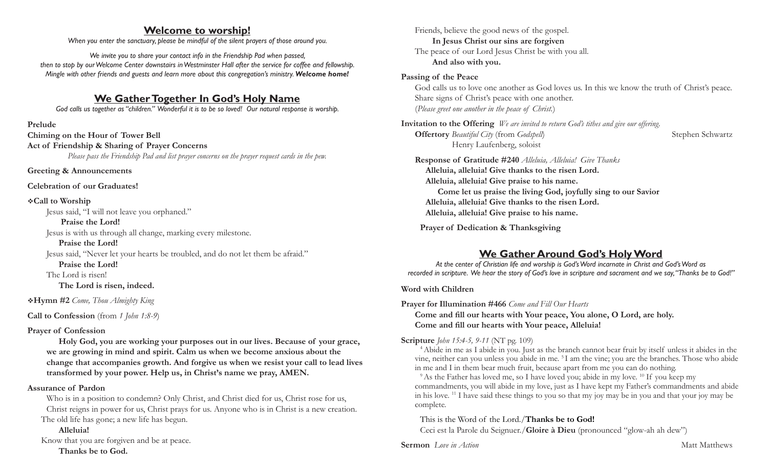## **Welcome to worship!**

*When you enter the sanctuary, please be mindful of the silent prayers of those around you.*

*We invite you to share your contact info in the Friendship Pad when passed, then to stop by our Welcome Center downstairs in Westminster Hall after the service for coffee and fellowship. Mingle with other friends and guests and learn more about this congregation's ministry.* ***Welcome home!***

## **We Gather Together In God's Holy Name**

*God calls us together as "children." Wonderful it is to be so loved! Our natural response is worship.*

**Prelude**

**Chiming on the Hour of Tower Bell**

**Act of Friendship & Sharing of Prayer Concerns**

*Please pass the Friendship Pad and list prayer concerns on the prayer request cards in the pew.*

**Greeting & Announcements**

**Celebration of our Graduates!**

❖**Call to Worship**

Jesus said, "I will not leave you orphaned."

**Praise the Lord!**

Jesus is with us through all change, marking every milestone.

**Praise the Lord!**

Jesus said, "Never let your hearts be troubled, and do not let them be afraid."

**Praise the Lord!**

The Lord is risen!

**The Lord is risen, indeed.**

❖**Hymn #2** *Come, Thou Almighty King*

**Call to Confession** (from *1 John 1:8-9*)

**Prayer of Confession**

**Holy God, you are working your purposes out in our lives. Because of your grace, we are growing in mind and spirit. Calm us when we become anxious about the change that accompanies growth. And forgive us when we resist your call to lead lives transformed by your power. Help us, in Christ's name we pray, AMEN.**

**Assurance of Pardon**

Who is in a position to condemn? Only Christ, and Christ died for us, Christ rose for us, Christ reigns in power for us, Christ prays for us. Anyone who is in Christ is a new creation. The old life has gone; a new life has begun.

**Alleluia!**

Know that you are forgiven and be at peace.

**Thanks be to God.**

Friends, believe the good news of the gospel.

**In Jesus Christ our sins are forgiven**

The peace of our Lord Jesus Christ be with you all.

**And also with you.**

**Passing of the Peace**

God calls us to love one another as God loves us. In this we know the truth of Christ's peace. Share signs of Christ's peace with one another.

(*Please greet one another in the peace of Christ.*)

**Invitation to the Offering** *We are invited to return God's tithes and give our offering.*

**Offertory** *Beautiful City* (from *Godspell*) — Stephen Schwartz

Henry Laufenberg, soloist

**Response of Gratitude #240** *Alleluia, Alleluia! Give Thanks*

**Alleluia, alleluia! Give thanks to the risen Lord.**
**Alleluia, alleluia! Give praise to his name.**
**Come let us praise the living God, joyfully sing to our Savior**
**Alleluia, alleluia! Give thanks to the risen Lord.**
**Alleluia, alleluia! Give praise to his name.**

**Prayer of Dedication & Thanksgiving**

## **We Gather Around God's Holy Word**

*At the center of Christian life and worship is God's Word incarnate in Christ and God's Word as recorded in scripture. We hear the story of God's love in scripture and sacrament and we say, "Thanks be to God!"*

**Word with Children**

**Prayer for Illumination #466** *Come and Fill Our Hearts*

**Come and fill our hearts with Your peace, You alone, O Lord, are holy.**
**Come and fill our hearts with Your peace, Alleluia!**

**Scripture** *John 15:4-5, 9-11* (NT pg. 109)

[4] Abide in me as I abide in you. Just as the branch cannot bear fruit by itself unless it abides in the vine, neither can you unless you abide in me. [5] I am the vine; you are the branches. Those who abide in me and I in them bear much fruit, because apart from me you can do nothing.

[9] As the Father has loved me, so I have loved you; abide in my love. [10] If you keep my commandments, you will abide in my love, just as I have kept my Father's commandments and abide in his love. [11] I have said these things to you so that my joy may be in you and that your joy may be complete.

This is the Word of the Lord./**Thanks be to God!**

Ceci est la Parole du Seignuer./**Gloire à Dieu** (pronounced "glow-ah ah dew")

**Sermon** *Love in Action* — Matt Matthews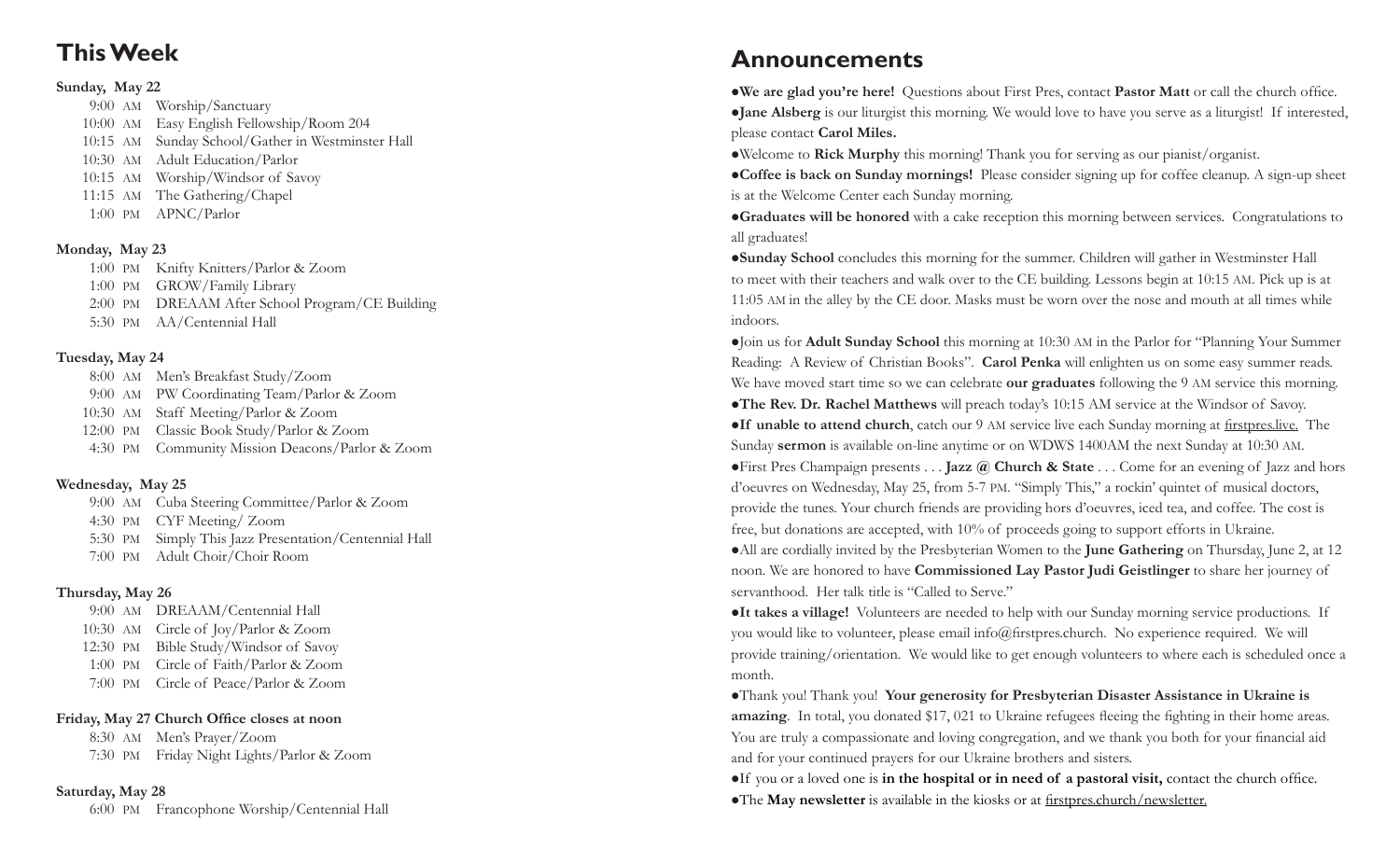# This Week

**Sunday, May 22**

9:00 AM Worship/Sanctuary
10:00 AM Easy English Fellowship/Room 204
10:15 AM Sunday School/Gather in Westminster Hall
10:30 AM Adult Education/Parlor
10:15 AM Worship/Windsor of Savoy
11:15 AM The Gathering/Chapel
1:00 PM APNC/Parlor

**Monday, May 23**

1:00 PM Knifty Knitters/Parlor & Zoom
1:00 PM GROW/Family Library
2:00 PM DREAAM After School Program/CE Building
5:30 PM AA/Centennial Hall

**Tuesday, May 24**

8:00 AM Men's Breakfast Study/Zoom
9:00 AM PW Coordinating Team/Parlor & Zoom
10:30 AM Staff Meeting/Parlor & Zoom
12:00 PM Classic Book Study/Parlor & Zoom
4:30 PM Community Mission Deacons/Parlor & Zoom

**Wednesday, May 25**

9:00 AM Cuba Steering Committee/Parlor & Zoom
4:30 PM CYF Meeting/ Zoom
5:30 PM Simply This Jazz Presentation/Centennial Hall
7:00 PM Adult Choir/Choir Room

**Thursday, May 26**

9:00 AM DREAAM/Centennial Hall
10:30 AM Circle of Joy/Parlor & Zoom
12:30 PM Bible Study/Windsor of Savoy
1:00 PM Circle of Faith/Parlor & Zoom
7:00 PM Circle of Peace/Parlor & Zoom

**Friday, May 27 Church Office closes at noon**

8:30 AM Men's Prayer/Zoom
7:30 PM Friday Night Lights/Parlor & Zoom

**Saturday, May 28**

6:00 PM Francophone Worship/Centennial Hall

# Announcements

- **We are glad you're here!** Questions about First Pres, contact **Pastor Matt** or call the church office.
- **Jane Alsberg** is our liturgist this morning. We would love to have you serve as a liturgist! If interested, please contact **Carol Miles.**
- Welcome to **Rick Murphy** this morning! Thank you for serving as our pianist/organist.
- **Coffee is back on Sunday mornings!** Please consider signing up for coffee cleanup. A sign-up sheet is at the Welcome Center each Sunday morning.
- **Graduates will be honored** with a cake reception this morning between services. Congratulations to all graduates!
- **Sunday School** concludes this morning for the summer. Children will gather in Westminster Hall to meet with their teachers and walk over to the CE building. Lessons begin at 10:15 AM. Pick up is at 11:05 AM in the alley by the CE door. Masks must be worn over the nose and mouth at all times while indoors.
- Join us for **Adult Sunday School** this morning at 10:30 AM in the Parlor for "Planning Your Summer Reading: A Review of Christian Books". **Carol Penka** will enlighten us on some easy summer reads. We have moved start time so we can celebrate **our graduates** following the 9 AM service this morning.
- **The Rev. Dr. Rachel Matthews** will preach today's 10:15 AM service at the Windsor of Savoy.
- **If unable to attend church**, catch our 9 AM service live each Sunday morning at firstpres.live. The Sunday **sermon** is available on-line anytime or on WDWS 1400AM the next Sunday at 10:30 AM.
- First Pres Champaign presents . . . **Jazz @ Church & State** . . . Come for an evening of Jazz and hors d'oeuvres on Wednesday, May 25, from 5-7 PM. "Simply This," a rockin' quintet of musical doctors, provide the tunes. Your church friends are providing hors d'oeuvres, iced tea, and coffee. The cost is free, but donations are accepted, with 10% of proceeds going to support efforts in Ukraine.
- All are cordially invited by the Presbyterian Women to the **June Gathering** on Thursday, June 2, at 12 noon. We are honored to have **Commissioned Lay Pastor Judi Geistlinger** to share her journey of servanthood. Her talk title is "Called to Serve."
- **It takes a village!** Volunteers are needed to help with our Sunday morning service productions. If you would like to volunteer, please email info@firstpres.church. No experience required. We will provide training/orientation. We would like to get enough volunteers to where each is scheduled once a month.
- Thank you! Thank you! **Your generosity for Presbyterian Disaster Assistance in Ukraine is amazing**. In total, you donated $17, 021 to Ukraine refugees fleeing the fighting in their home areas. You are truly a compassionate and loving congregation, and we thank you both for your financial aid and for your continued prayers for our Ukraine brothers and sisters.
- If you or a loved one is **in the hospital or in need of a pastoral visit,** contact the church office.
- The **May newsletter** is available in the kiosks or at firstpres.church/newsletter.